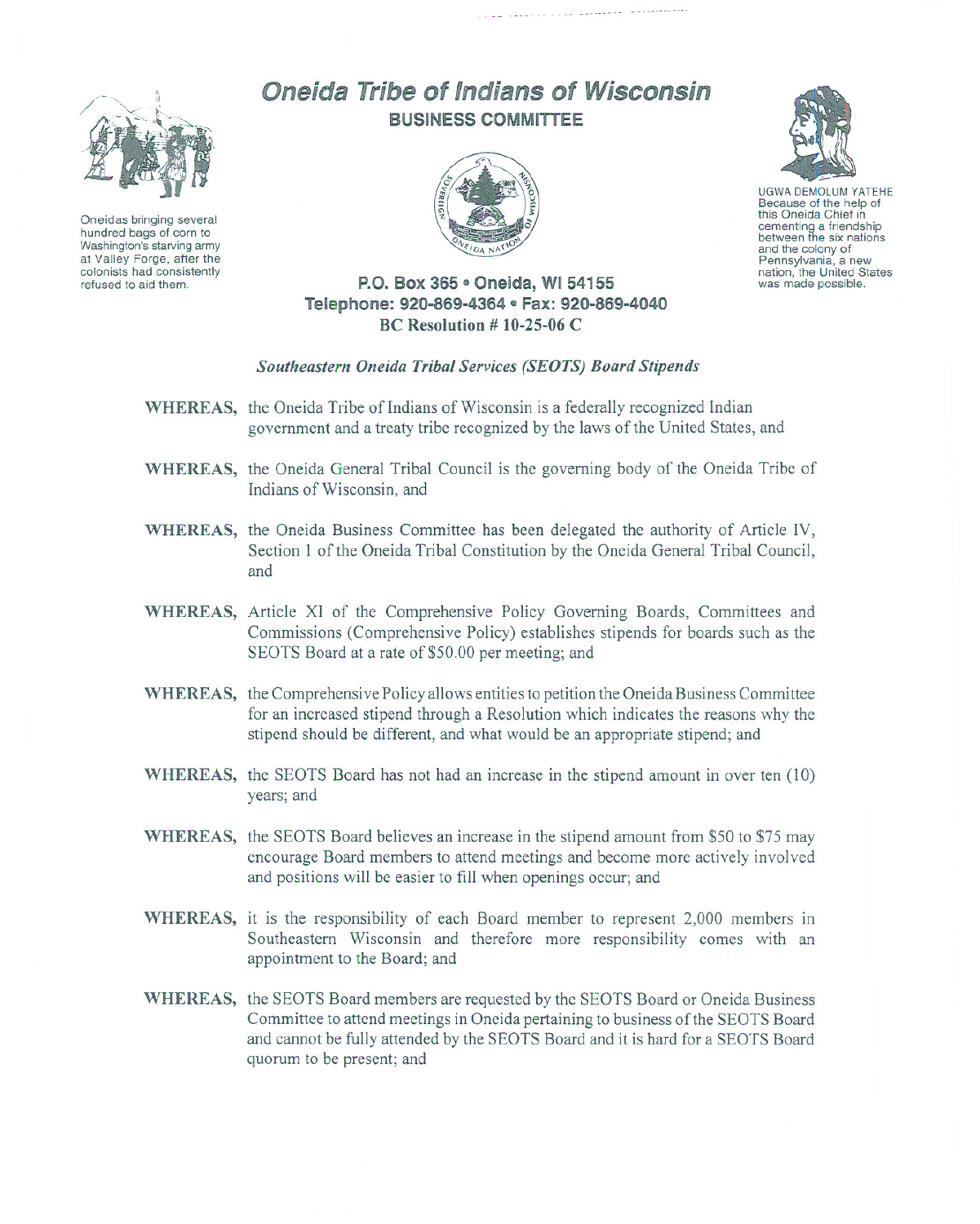Oneidas bringing several hundred bags of corn to Washington's starving army at Valley Forge, after the colonists had consistently refused to aid them.

# Oneida Tribe of Indians of Wisconsin

## BUSINESS COMMITTEE

UGWA DEMOLUM YATEHE
Because of the help of this Oneida Chief in cementing a friendship between the six nations and the colony of Pennsylvania, a new nation, the United States was made possible.

**P.O. Box 365 • Oneida, WI 54155**
**Telephone: 920-869-4364 • Fax: 920-869-4040**

**BC Resolution # 10-25-06 C**

***Southeastern Oneida Tribal Services (SEOTS) Board Stipends***

**WHEREAS,** the Oneida Tribe of Indians of Wisconsin is a federally recognized Indian government and a treaty tribe recognized by the laws of the United States, and

**WHEREAS,** the Oneida General Tribal Council is the governing body of the Oneida Tribe of Indians of Wisconsin, and

**WHEREAS,** the Oneida Business Committee has been delegated the authority of Article IV, Section 1 of the Oneida Tribal Constitution by the Oneida General Tribal Council, and

**WHEREAS,** Article XI of the Comprehensive Policy Governing Boards, Committees and Commissions (Comprehensive Policy) establishes stipends for boards such as the SEOTS Board at a rate of $50.00 per meeting; and

**WHEREAS,** the Comprehensive Policy allows entities to petition the Oneida Business Committee for an increased stipend through a Resolution which indicates the reasons why the stipend should be different, and what would be an appropriate stipend; and

**WHEREAS,** the SEOTS Board has not had an increase in the stipend amount in over ten (10) years; and

**WHEREAS,** the SEOTS Board believes an increase in the stipend amount from $50 to $75 may encourage Board members to attend meetings and become more actively involved and positions will be easier to fill when openings occur; and

**WHEREAS,** it is the responsibility of each Board member to represent 2,000 members in Southeastern Wisconsin and therefore more responsibility comes with an appointment to the Board; and

**WHEREAS,** the SEOTS Board members are requested by the SEOTS Board or Oneida Business Committee to attend meetings in Oneida pertaining to business of the SEOTS Board and cannot be fully attended by the SEOTS Board and it is hard for a SEOTS Board quorum to be present; and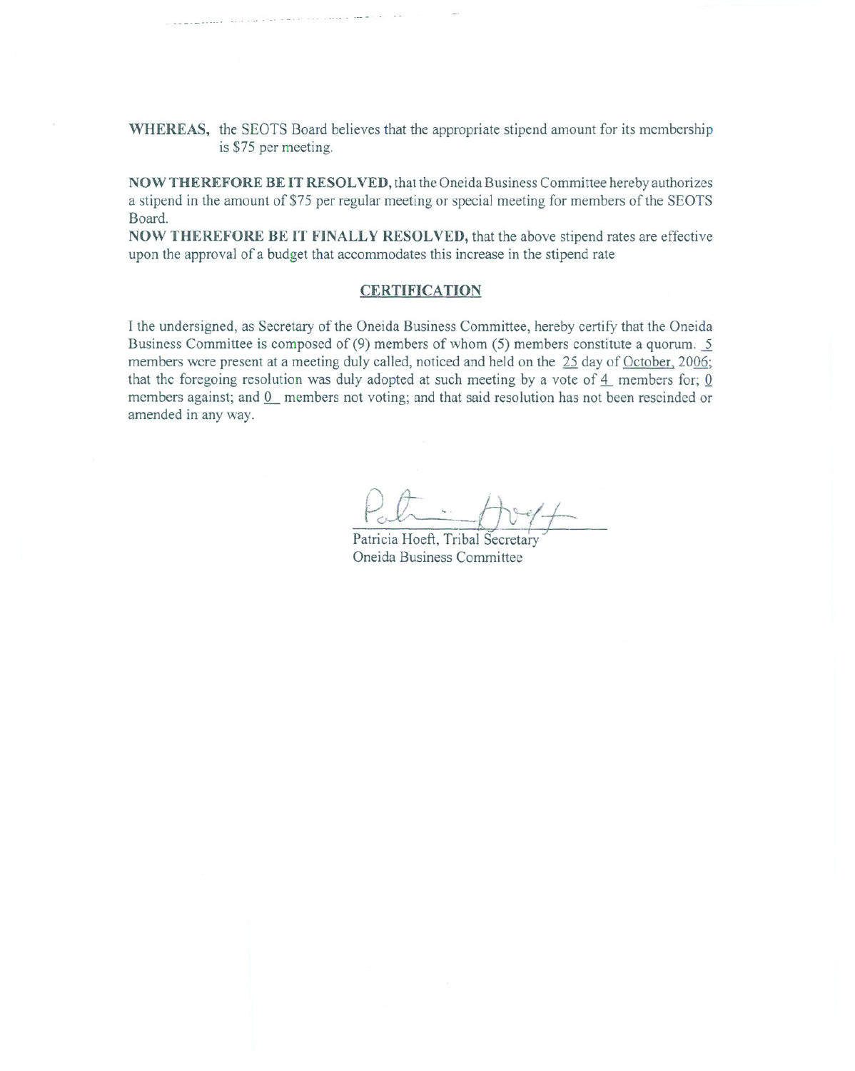**WHEREAS,** the SEOTS Board believes that the appropriate stipend amount for its membership is $75 per meeting.

**NOW THEREFORE BE IT RESOLVED,** that the Oneida Business Committee hereby authorizes a stipend in the amount of $75 per regular meeting or special meeting for members of the SEOTS Board.

**NOW THEREFORE BE IT FINALLY RESOLVED,** that the above stipend rates are effective upon the approval of a budget that accommodates this increase in the stipend rate

## CERTIFICATION

I the undersigned, as Secretary of the Oneida Business Committee, hereby certify that the Oneida Business Committee is composed of (9) members of whom (5) members constitute a quorum. 5 members were present at a meeting duly called, noticed and held on the 25 day of October, 2006; that the foregoing resolution was duly adopted at such meeting by a vote of 4 members for; 0 members against; and 0 members not voting; and that said resolution has not been rescinded or amended in any way.

Patricia Hoeft, Tribal Secretary
Oneida Business Committee